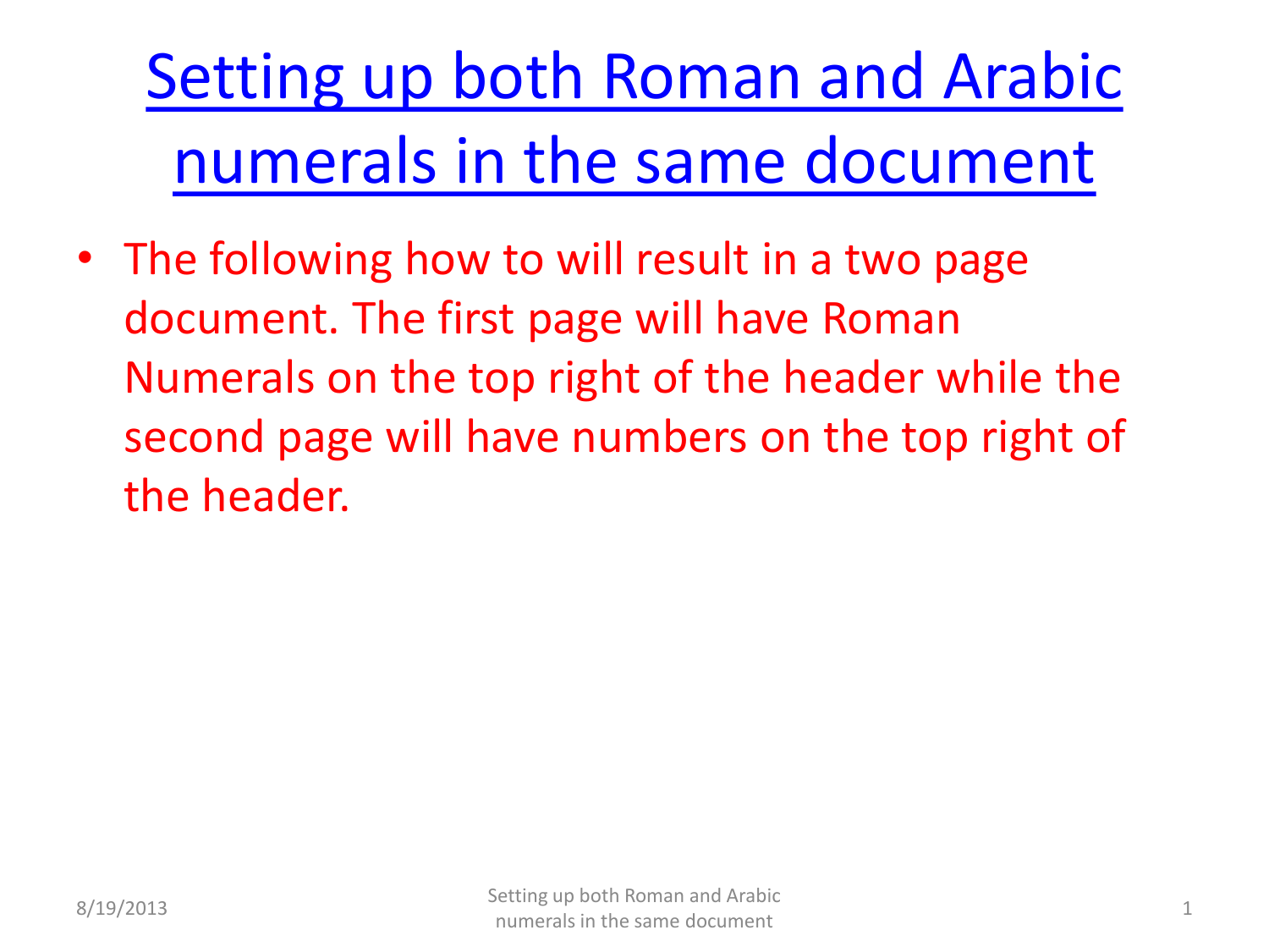# Setting up both Roman and Arabic numerals in the same document

- The following how to will result in a two page document. The first page will have Roman Numerals on the top right of the header while the second page will have numbers on the top right of the header.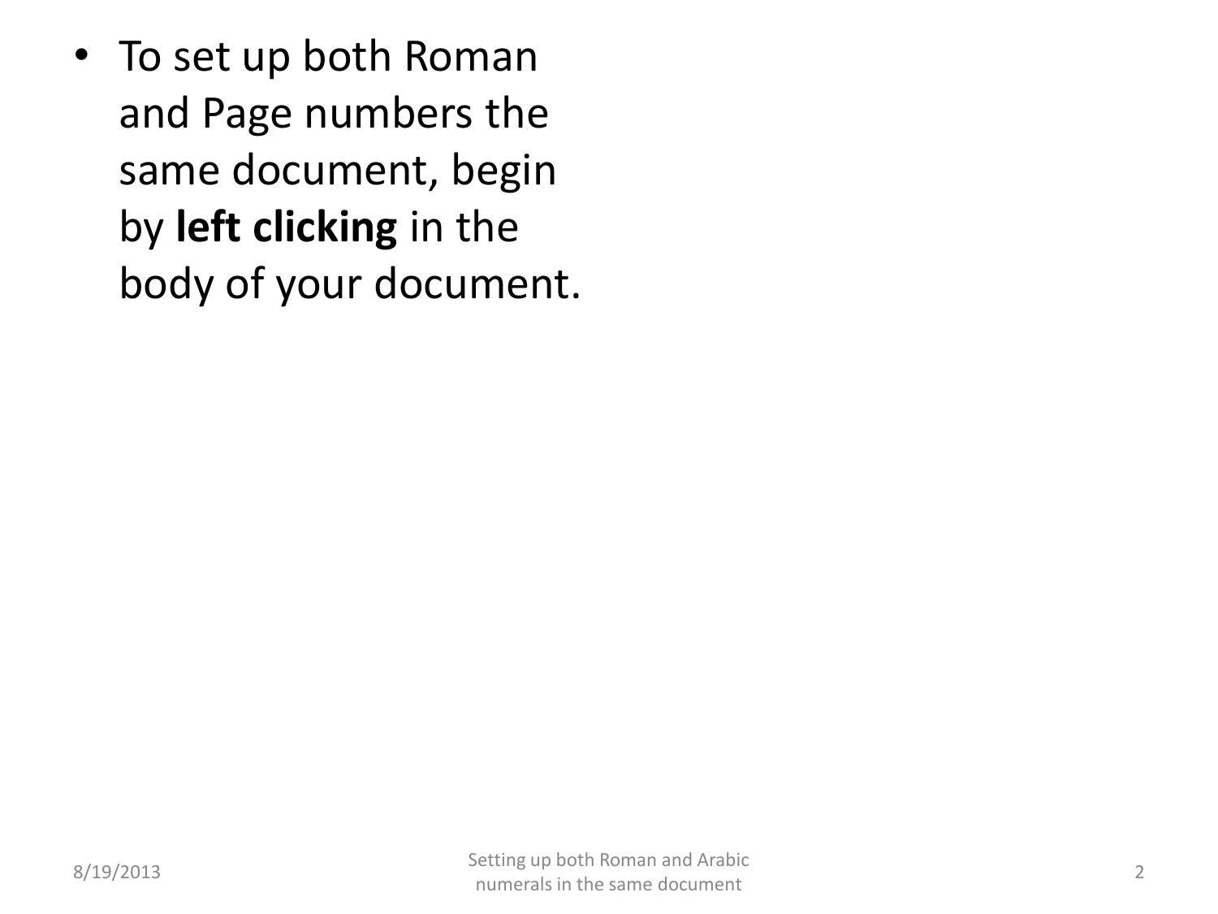- To set up both Roman and Page numbers the same document, begin by **left clicking** in the body of your document.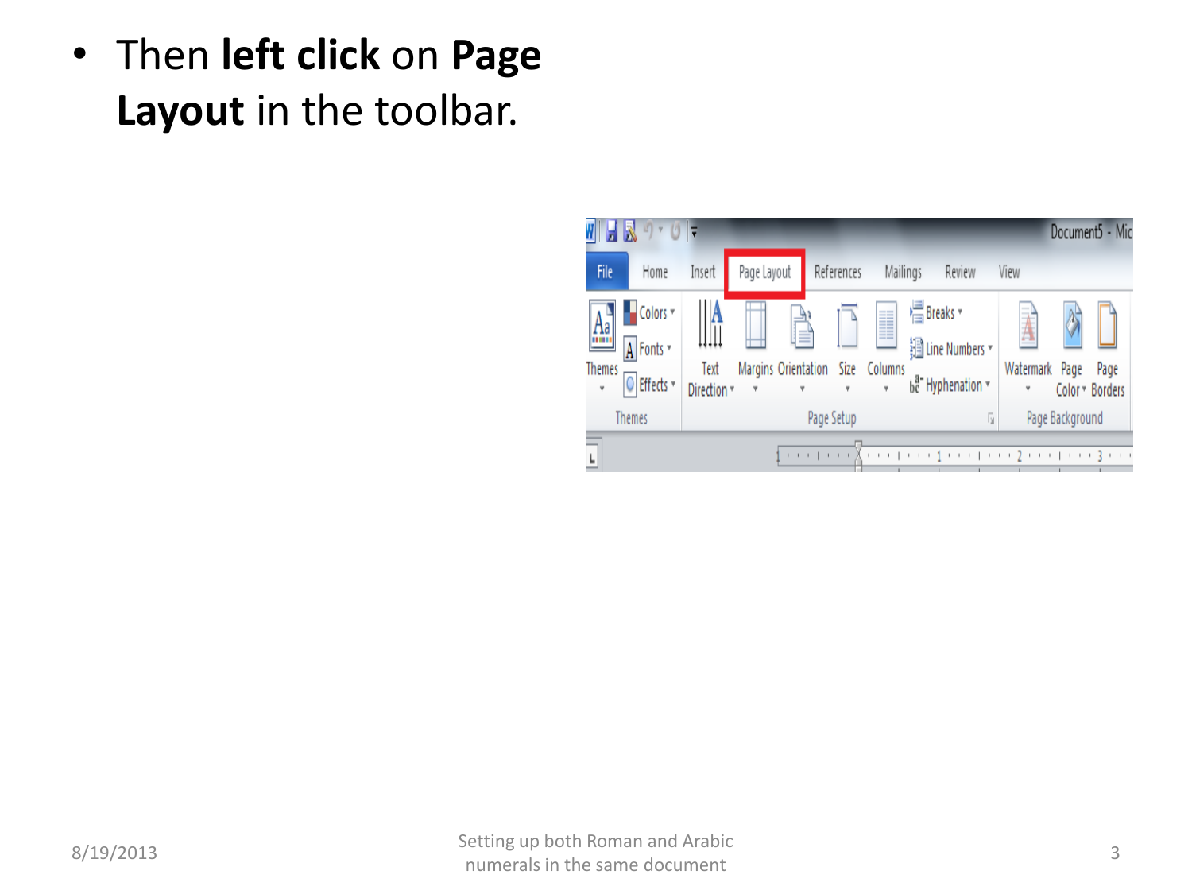- Then **left click** on **Page Layout** in the toolbar.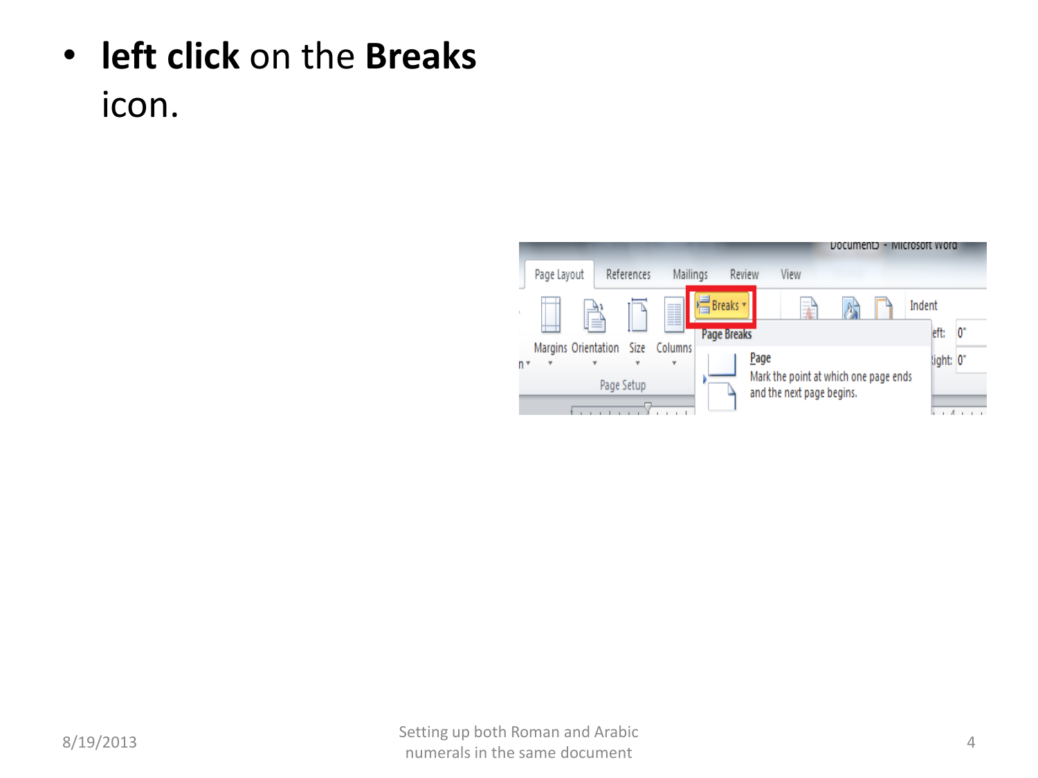- **left click** on the **Breaks** icon.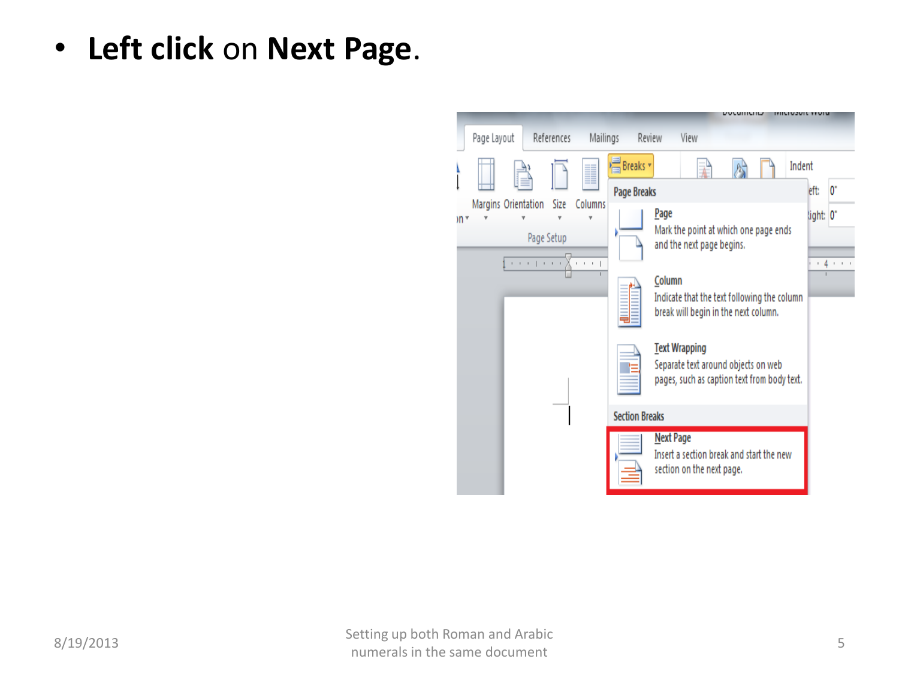- **Left click** on **Next Page**.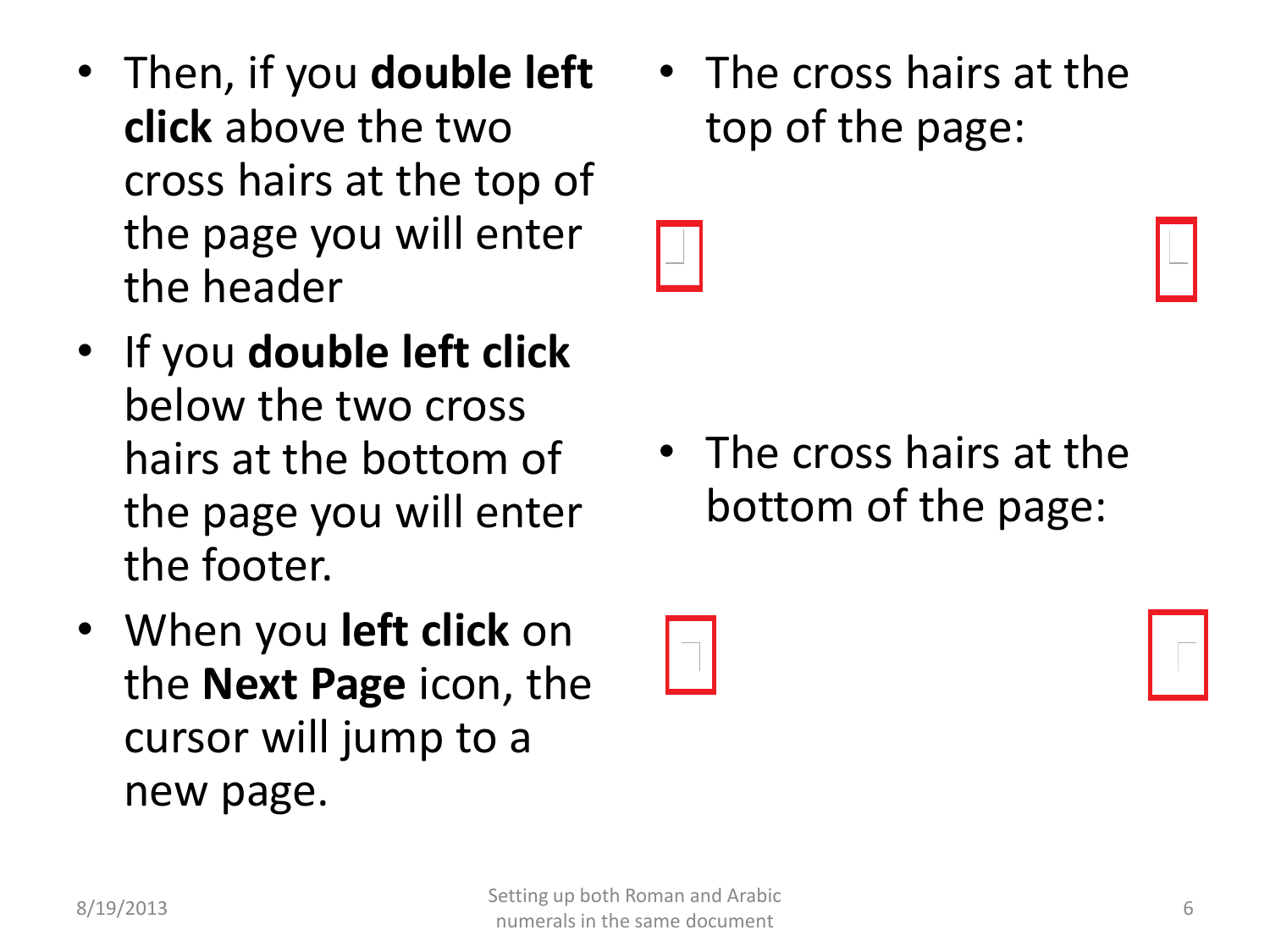- Then, if you **double left click** above the two cross hairs at the top of the page you will enter the header
- If you **double left click** below the two cross hairs at the bottom of the page you will enter the footer.
- When you **left click** on the **Next Page** icon, the cursor will jump to a new page.

- The cross hairs at the top of the page:
- The cross hairs at the bottom of the page: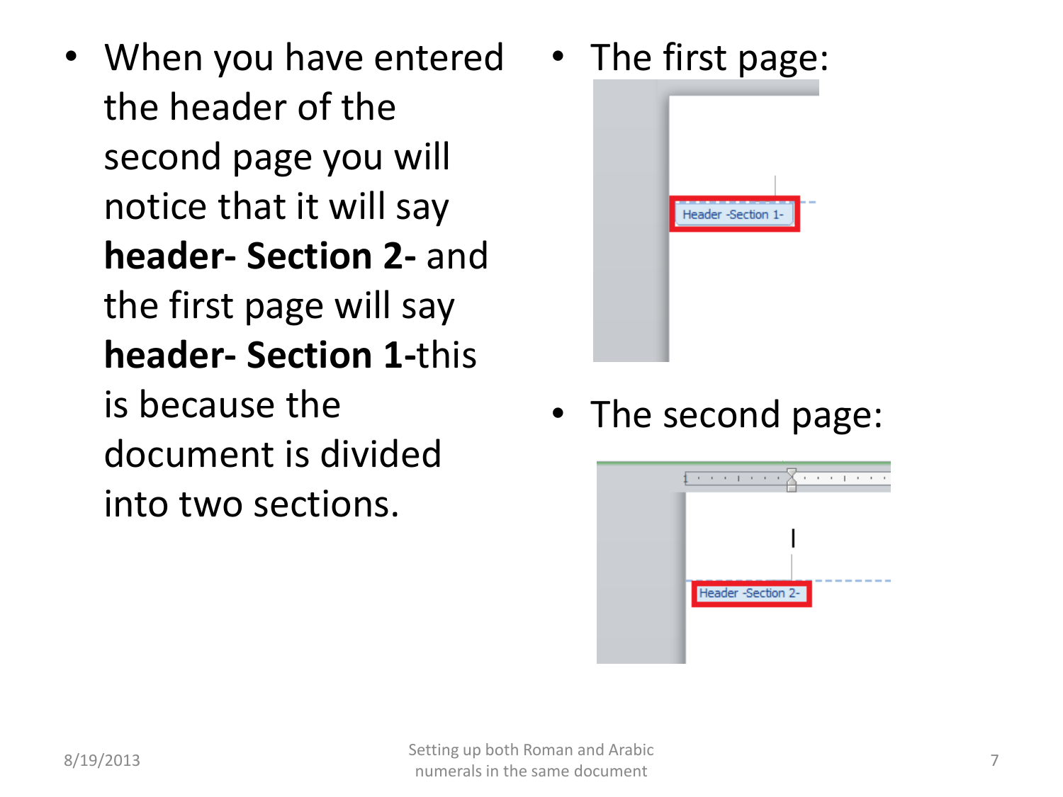- When you have entered the header of the second page you will notice that it will say **header- Section 2-** and the first page will say **header- Section 1-**this is because the document is divided into two sections.

- The first page:

Header -Section 1-

- The second page:

Header -Section 2-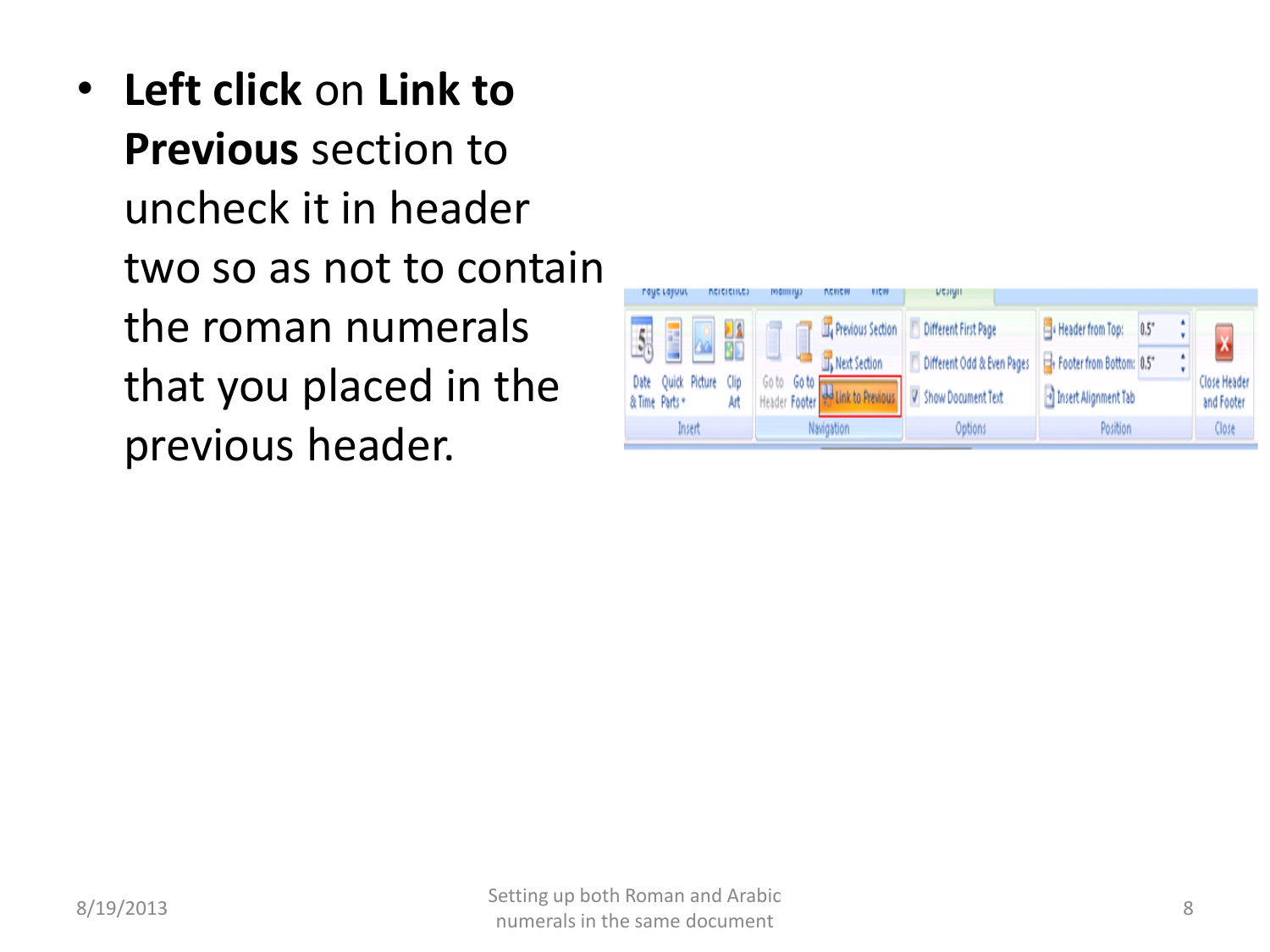- **Left click** on **Link to Previous** section to uncheck it in header two so as not to contain the roman numerals that you placed in the previous header.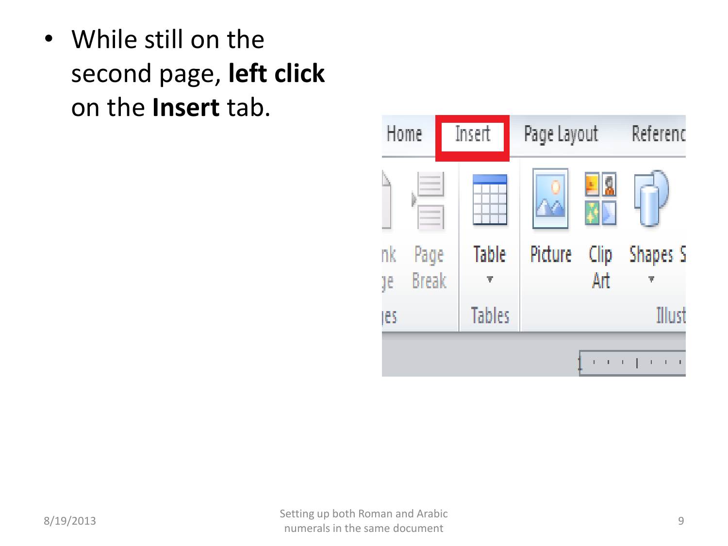- While still on the second page, **left click** on the **Insert** tab.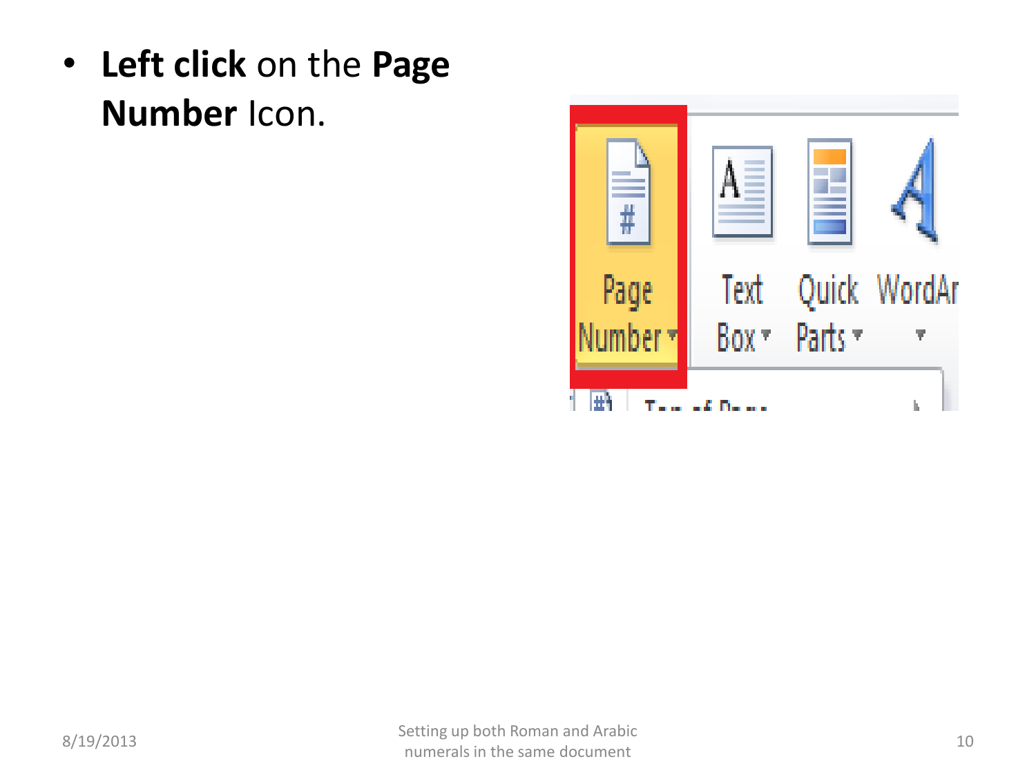- **Left click** on the **Page Number** Icon.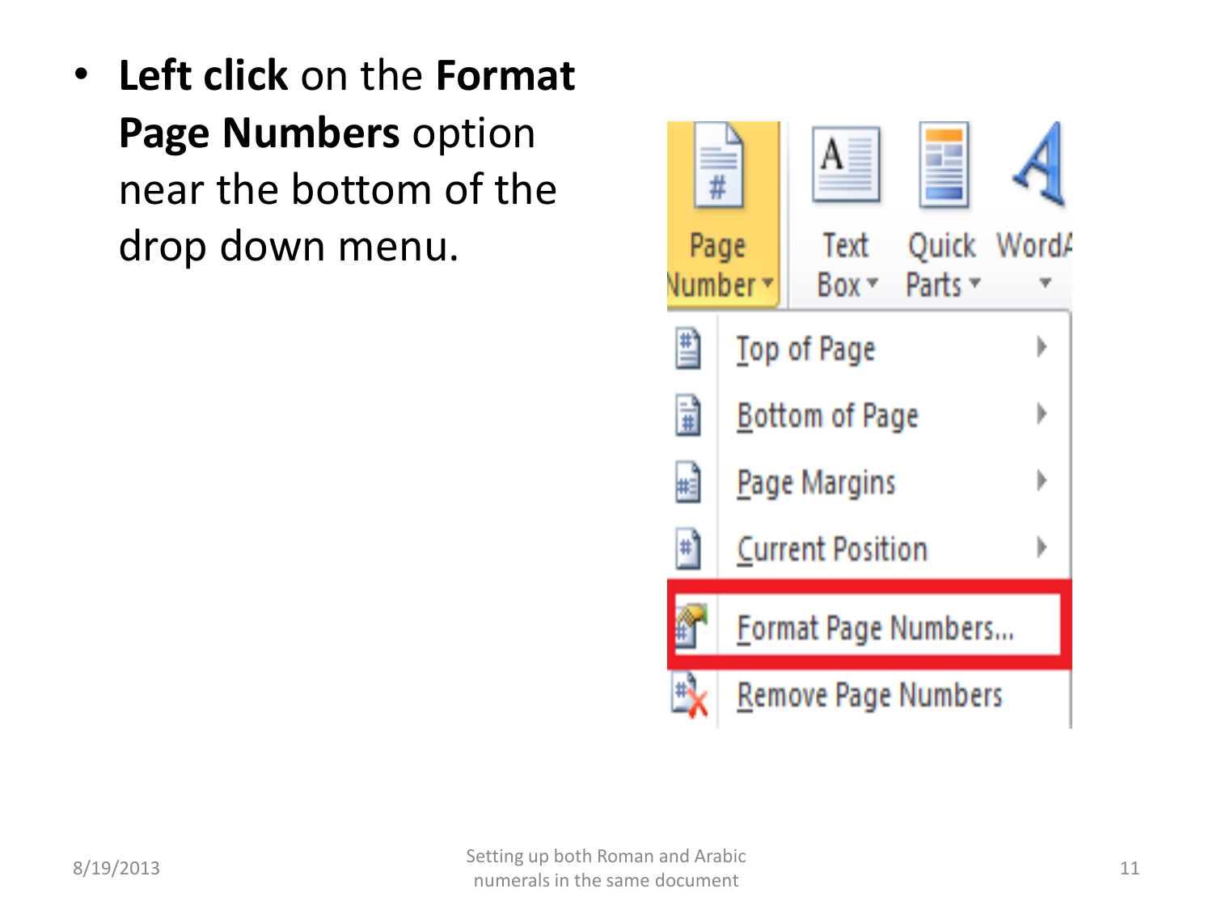- **Left click** on the **Format Page Numbers** option near the bottom of the drop down menu.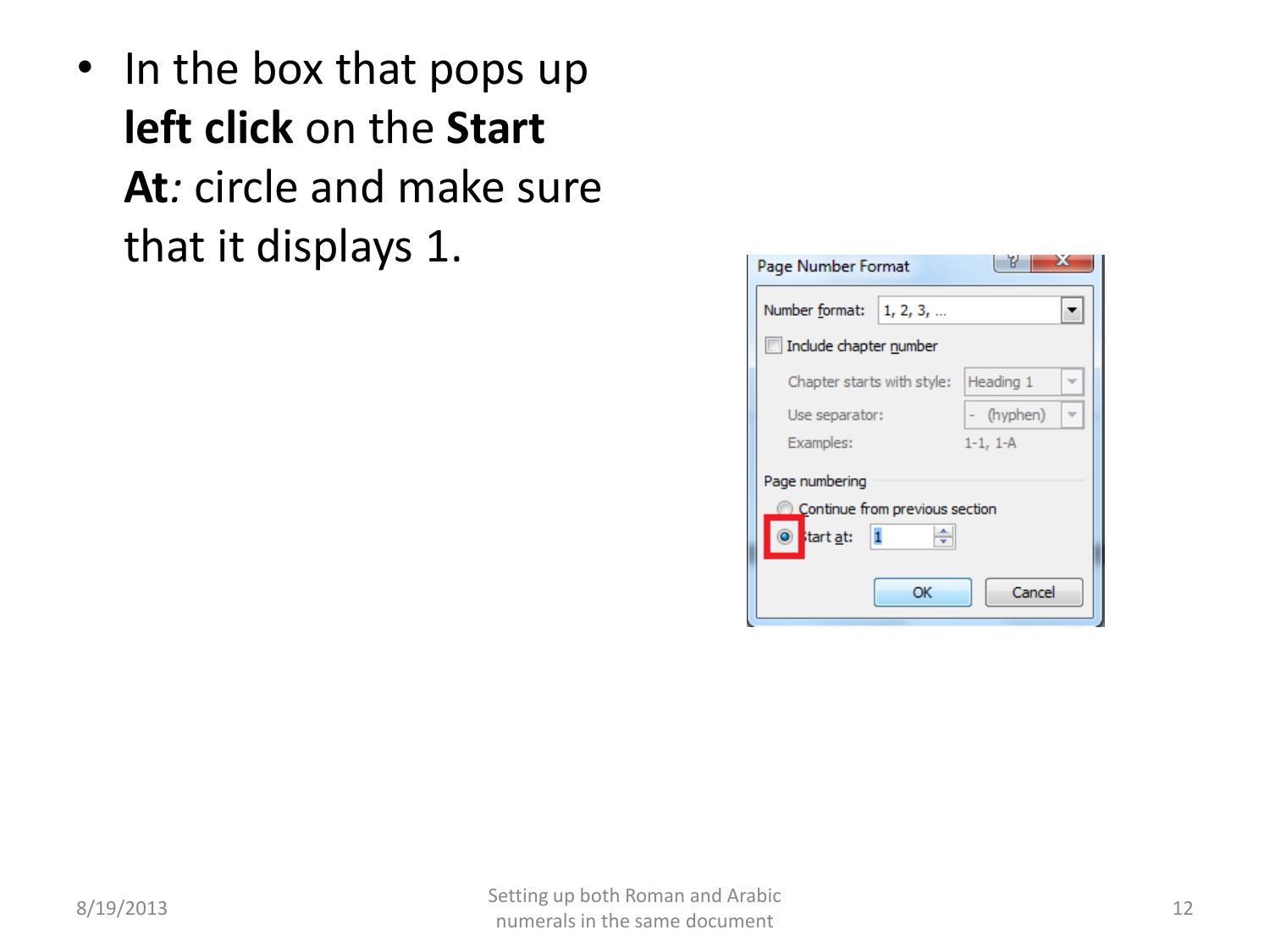- In the box that pops up **left click** on the **Start At***:* circle and make sure that it displays 1.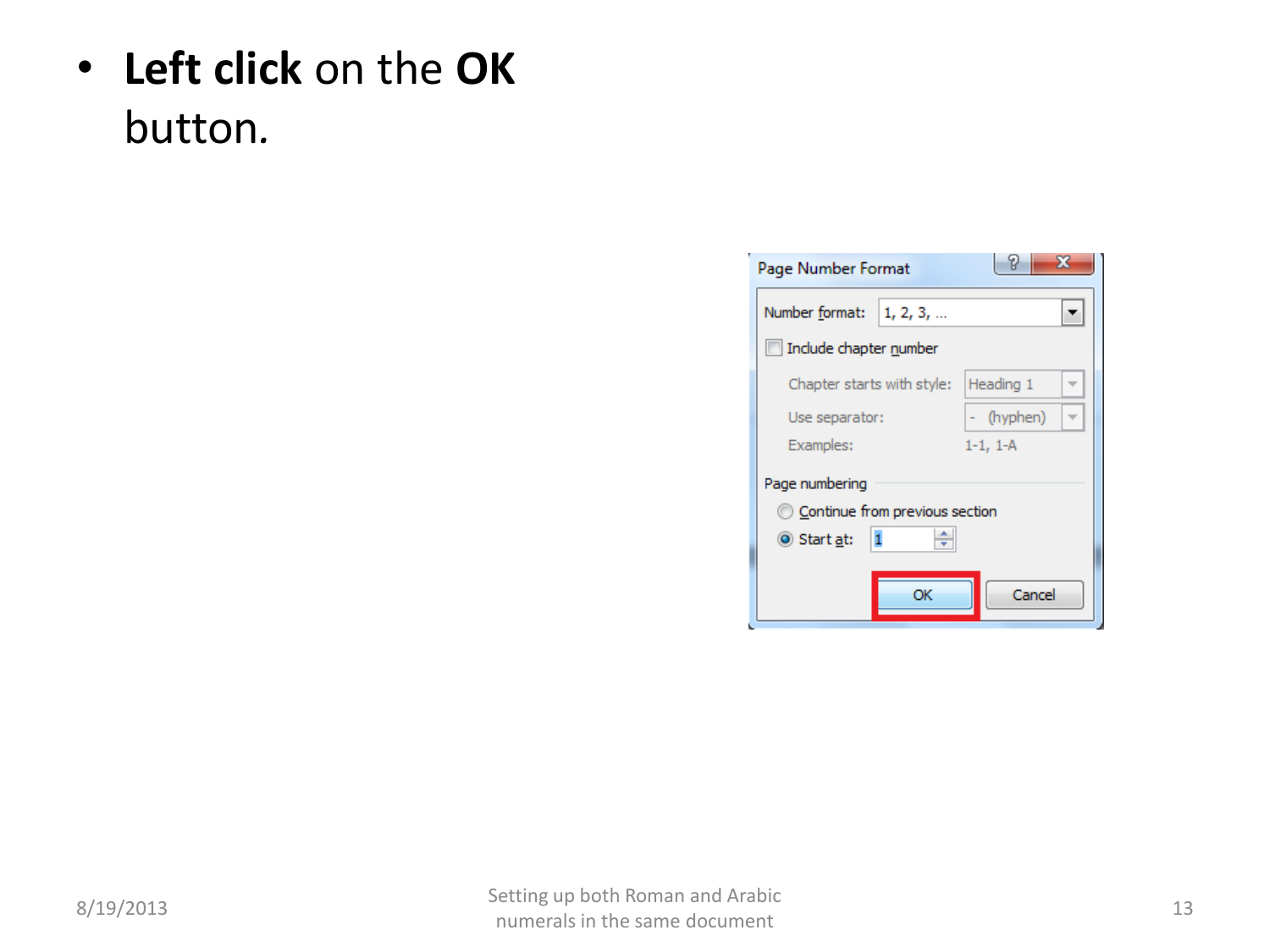- **Left click** on the **OK** button.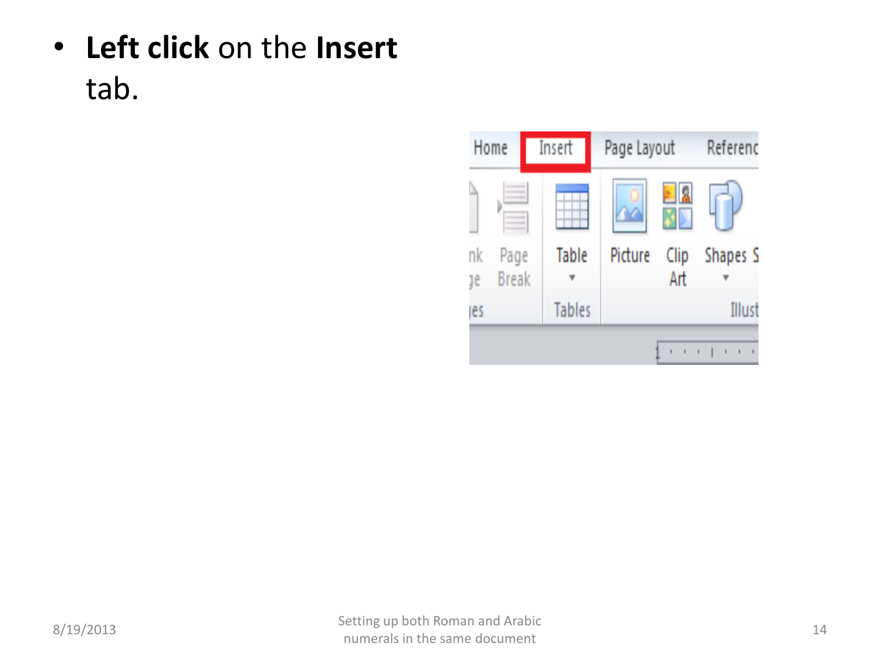- **Left click** on the **Insert** tab.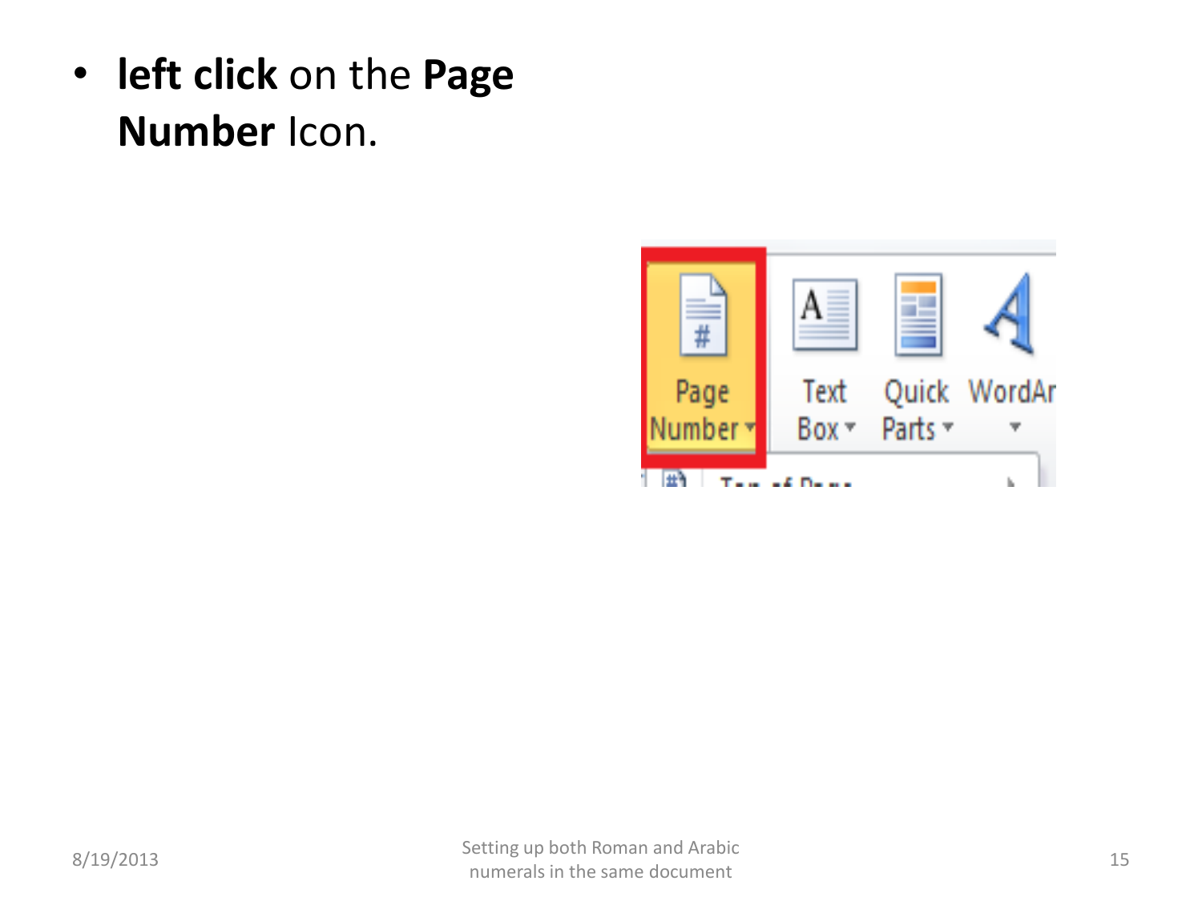- **left click** on the **Page Number** Icon.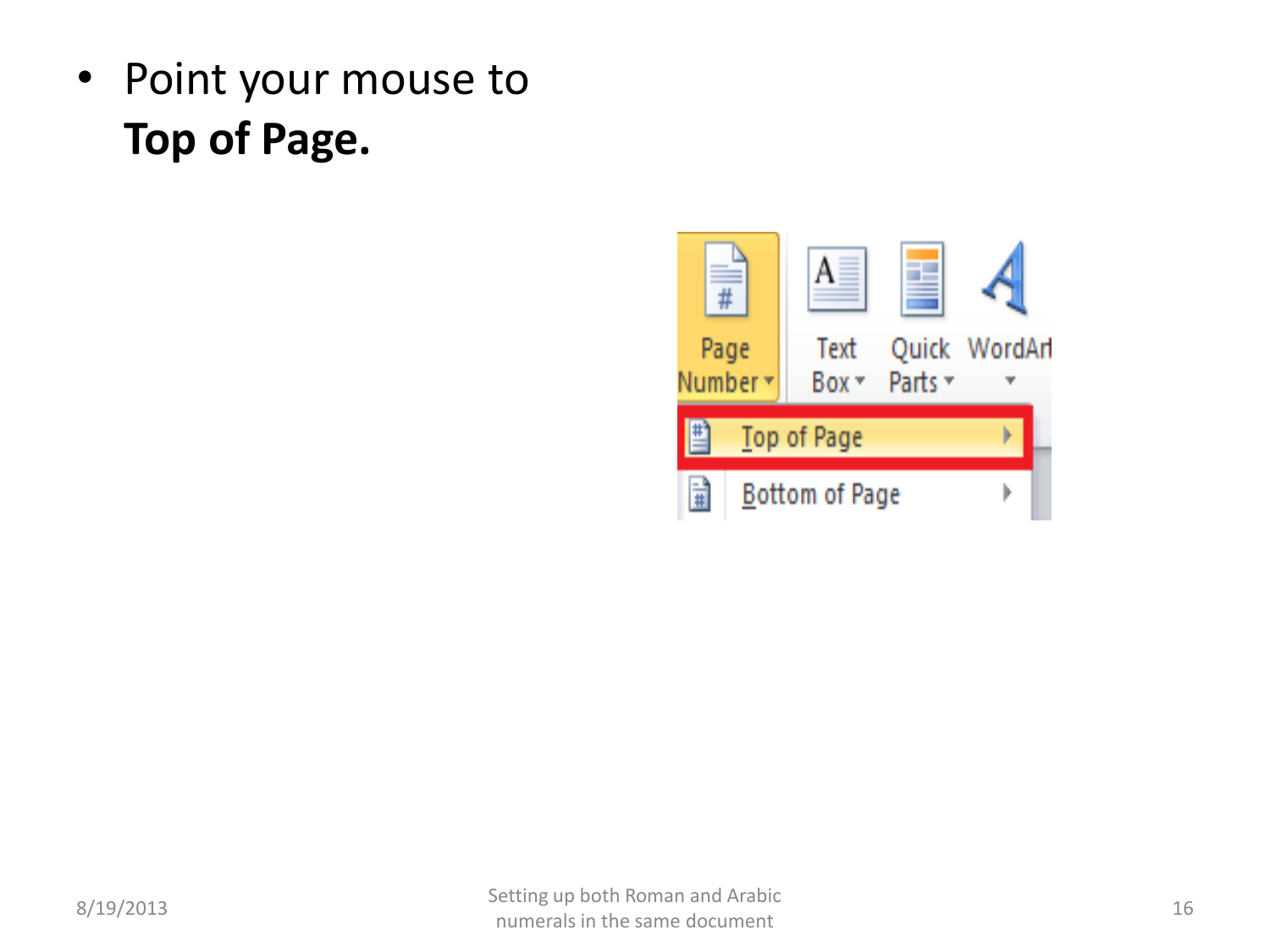- Point your mouse to **Top of Page.**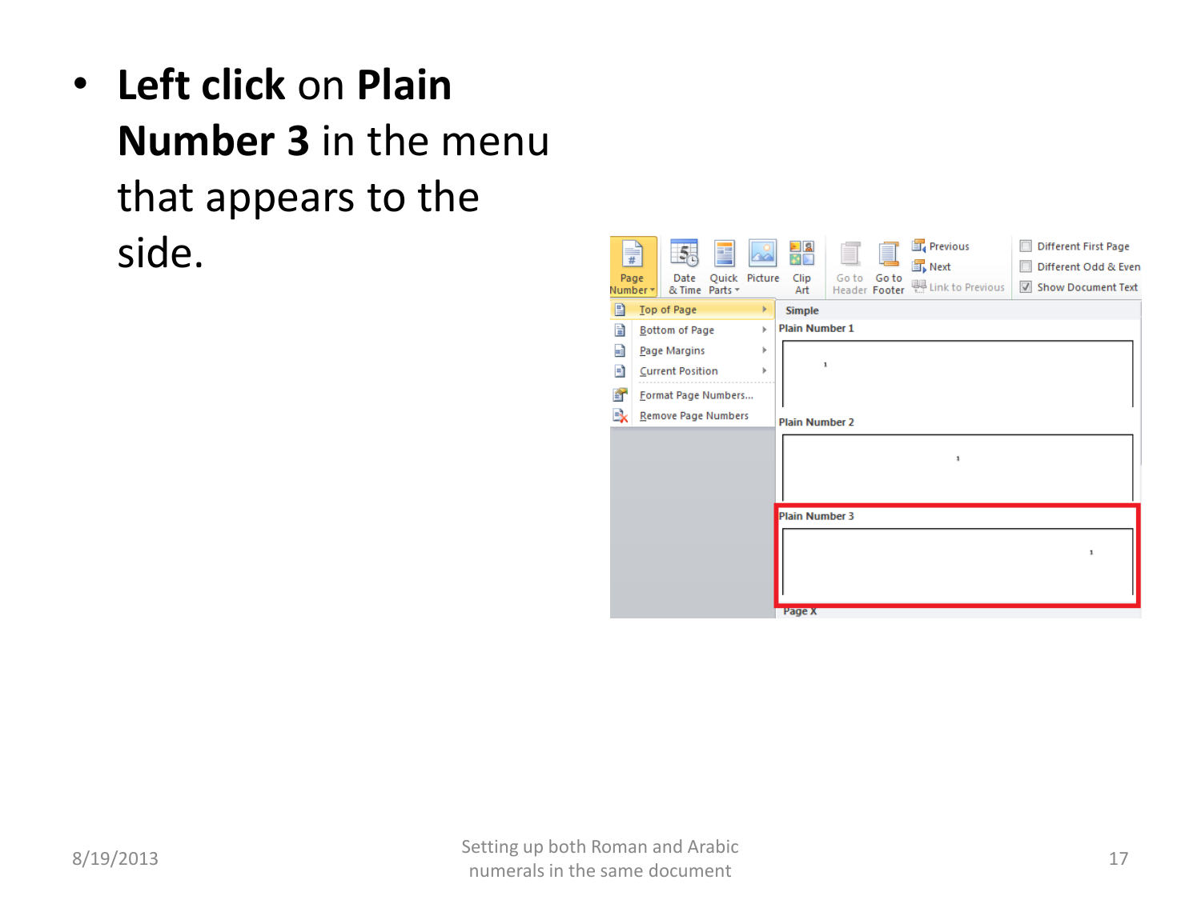- **Left click** on **Plain Number 3** in the menu that appears to the side.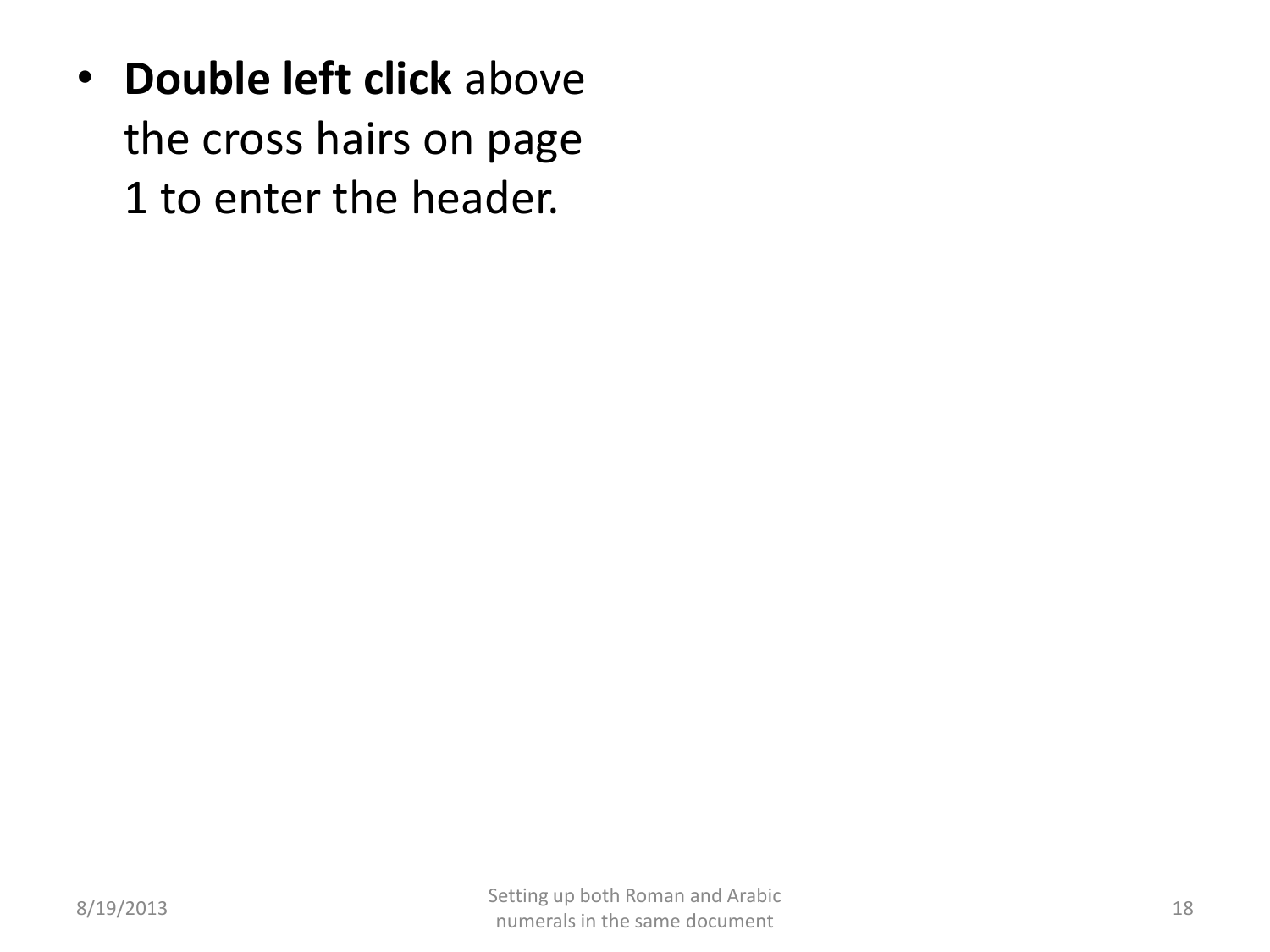- **Double left click** above the cross hairs on page 1 to enter the header.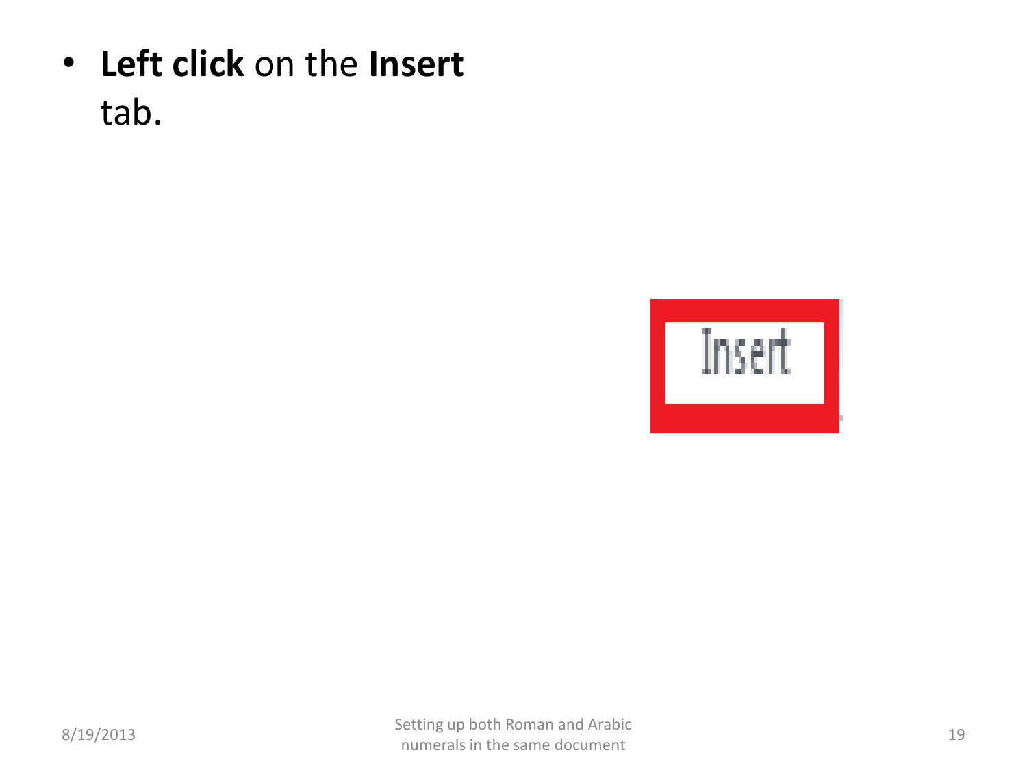- **Left click** on the **Insert** tab.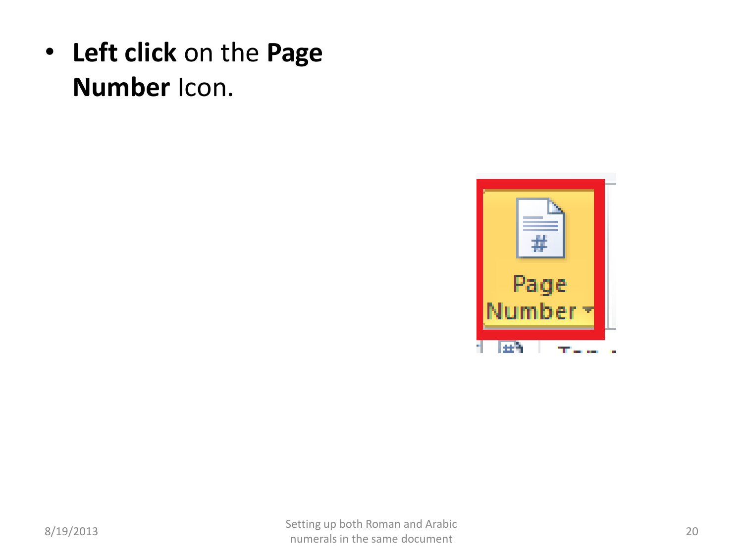- **Left click** on the **Page Number** Icon.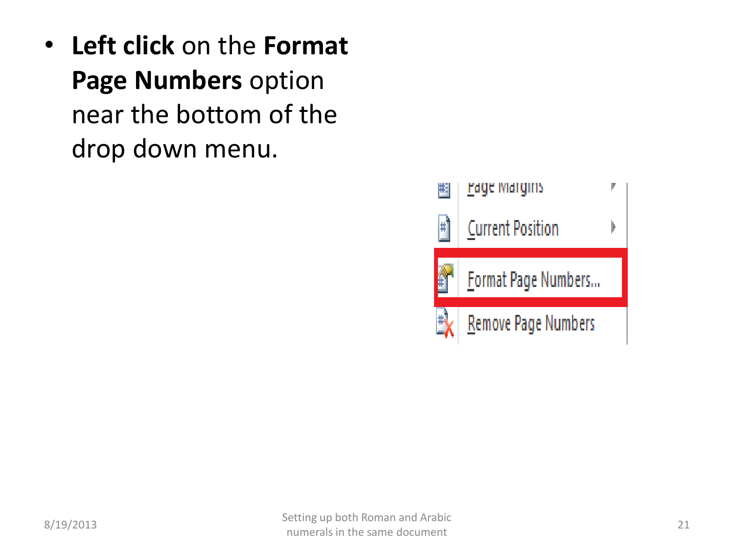- **Left click** on the **Format Page Numbers** option near the bottom of the drop down menu.

Page Margins

Current Position

Format Page Numbers...

Remove Page Numbers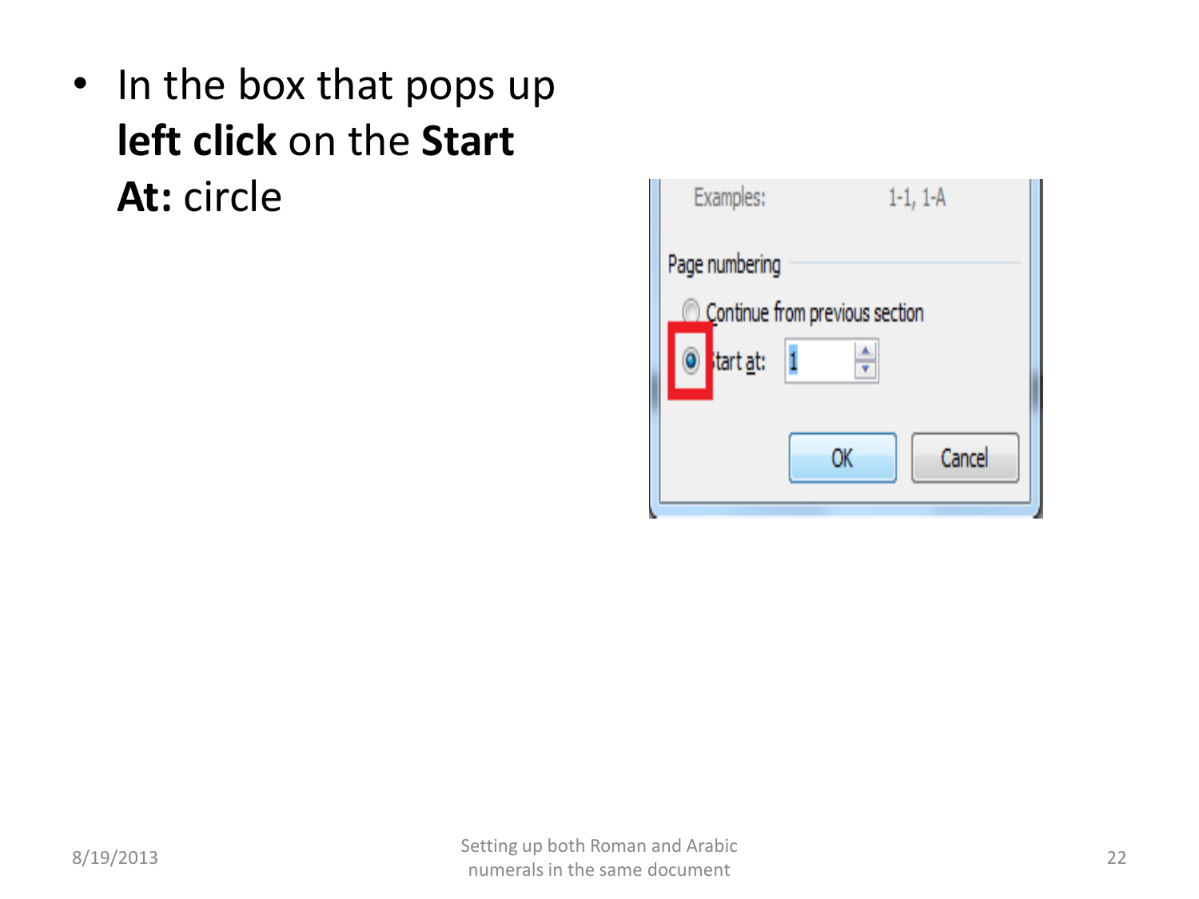- In the box that pops up **left click** on the **Start At:** circle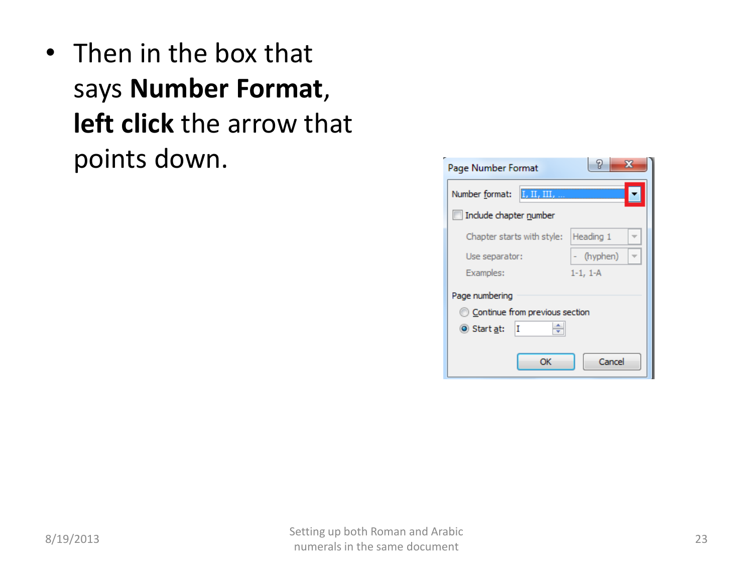- Then in the box that says **Number Format**, **left click** the arrow that points down.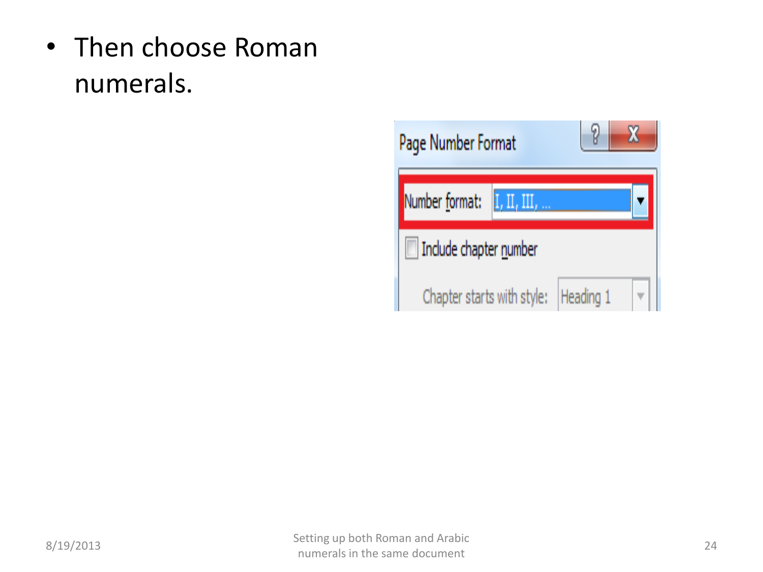- Then choose Roman numerals.

Page Number Format

Number format: I, II, III, ...

Include chapter number

Chapter starts with style: Heading 1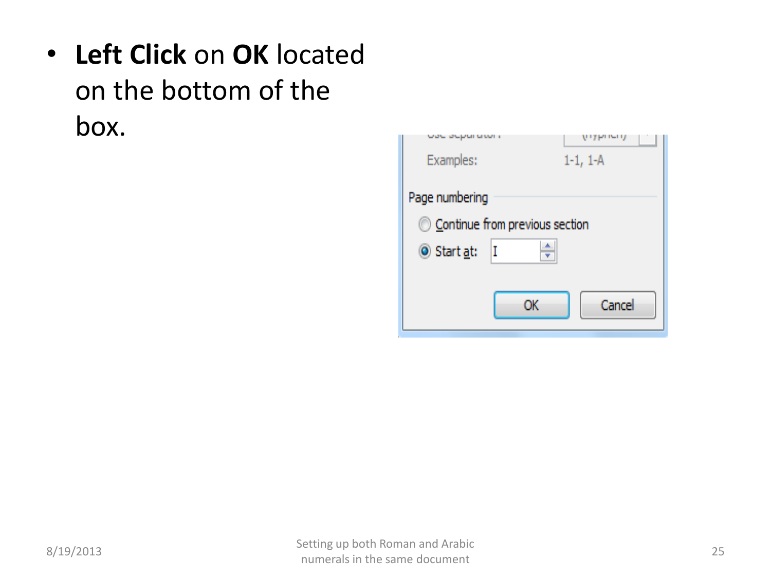- **Left Click** on **OK** located on the bottom of the box.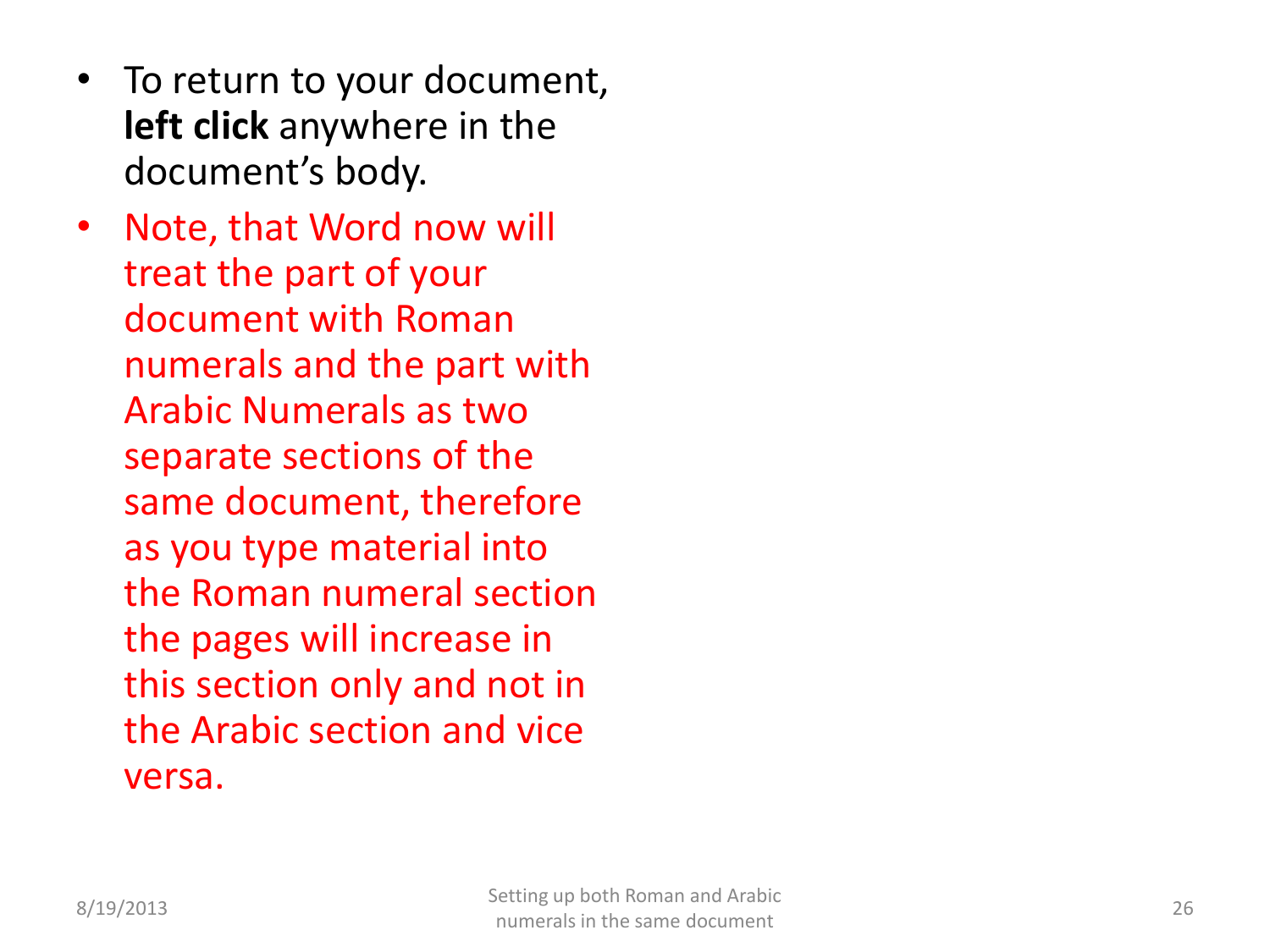- To return to your document, **left click** anywhere in the document's body.
- Note, that Word now will treat the part of your document with Roman numerals and the part with Arabic Numerals as two separate sections of the same document, therefore as you type material into the Roman numeral section the pages will increase in this section only and not in the Arabic section and vice versa.